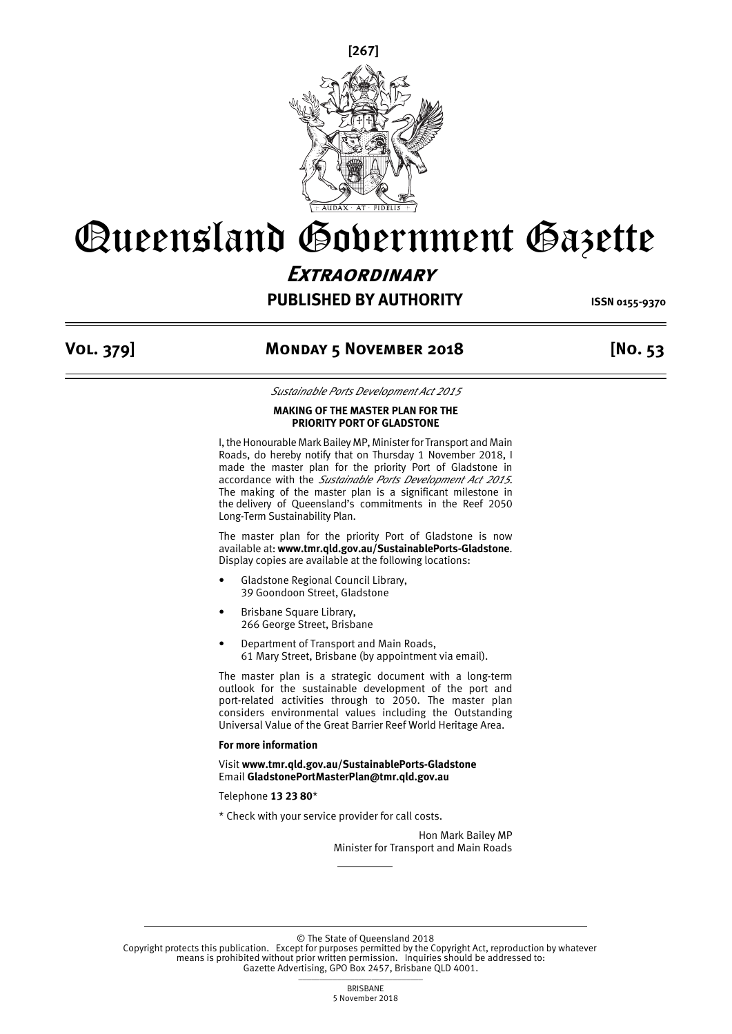# Queensland Government Gazette

## Extraordinary

**PUBLISHED BY AUTHORITY** ISSN 0155-9370

**Vol. 379] Monday 5 November 2018 [No. 53**

*Sustainable Ports Development Act 2015*

**MAKING OF THE MASTER PLAN FOR THE PRIORITY PORT OF GLADSTONE**

I, the Honourable Mark Bailey MP, Minister for Transport and Main Roads, do hereby notify that on Thursday 1 November 2018, I made the master plan for the priority Port of Gladstone in accordance with the *Sustainable Ports Development Act 2015*. The making of the master plan is a significant milestone in the delivery of Queensland's commitments in the Reef 2050 Long-Term Sustainability Plan.

The master plan for the priority Port of Gladstone is now available at: **www.tmr.qld.gov.au/SustainablePorts-Gladstone**. Display copies are available at the following locations:

- Gladstone Regional Council Library, 39 Goondoon Street, Gladstone
- Brisbane Square Library, 266 George Street, Brisbane
- Department of Transport and Main Roads, 61 Mary Street, Brisbane (by appointment via email).

The master plan is a strategic document with a long-term outlook for the sustainable development of the port and port-related activities through to 2050. The master plan considers environmental values including the Outstanding Universal Value of the Great Barrier Reef World Heritage Area.

**For more information**

Visit **www.tmr.qld.gov.au/SustainablePorts-Gladstone**
Email **GladstonePortMasterPlan@tmr.qld.gov.au**

Telephone **13 23 80***

* Check with your service provider for call costs.

Hon Mark Bailey MP
Minister for Transport and Main Roads

© The State of Queensland 2018
Copyright protects this publication. Except for purposes permitted by the Copyright Act, reproduction by whatever means is prohibited without prior written permission. Inquiries should be addressed to: Gazette Advertising, GPO Box 2457, Brisbane QLD 4001.

BRISBANE
5 November 2018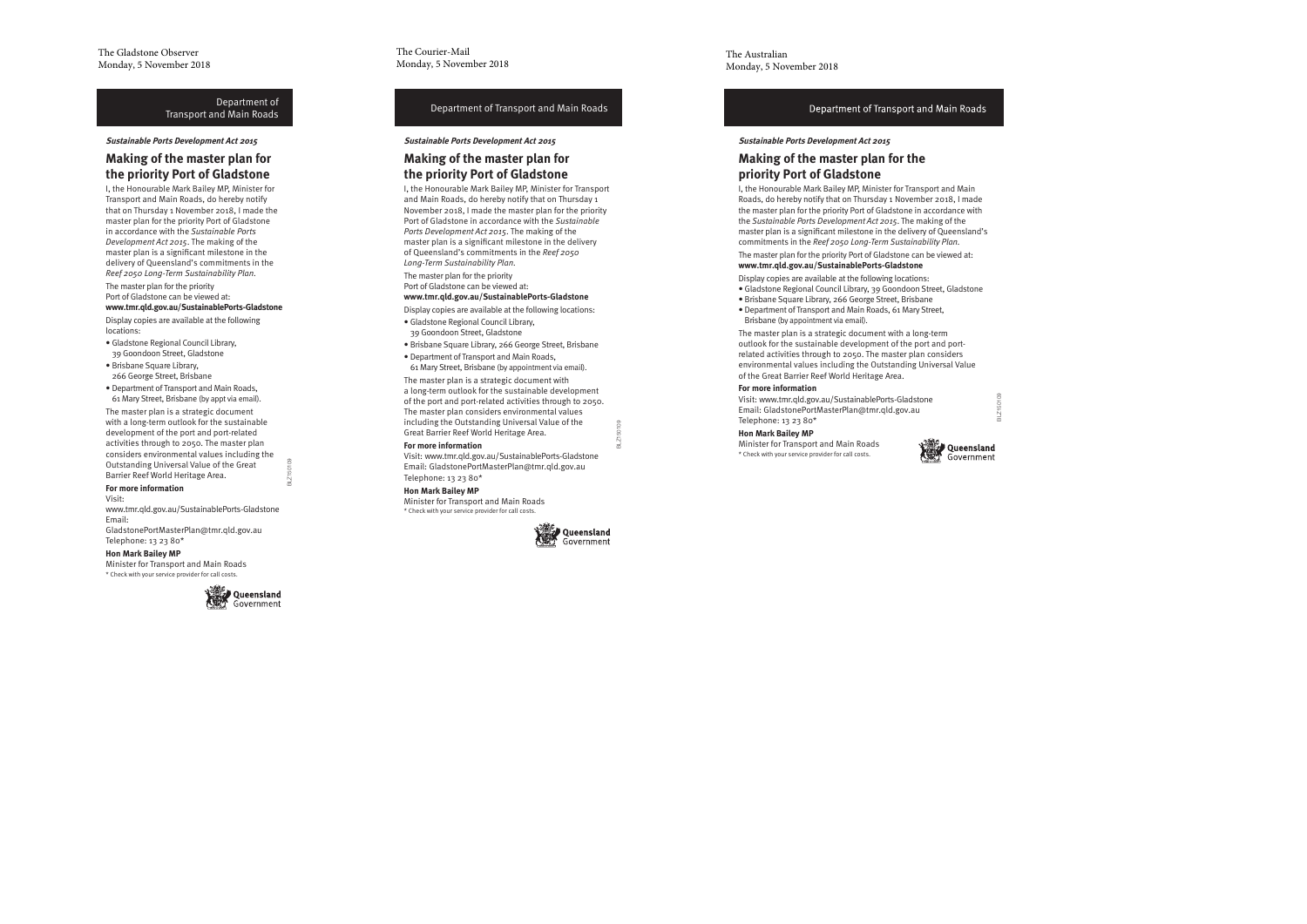The Gladstone Observer
Monday, 5 November 2018

Department of Transport and Main Roads

***Sustainable Ports Development Act 2015***

## Making of the master plan for the priority Port of Gladstone

I, the Honourable Mark Bailey MP, Minister for Transport and Main Roads, do hereby notify that on Thursday 1 November 2018, I made the master plan for the priority Port of Gladstone in accordance with the *Sustainable Ports Development Act 2015*. The making of the master plan is a significant milestone in the delivery of Queensland's commitments in the *Reef 2050 Long-Term Sustainability Plan*.

The master plan for the priority Port of Gladstone can be viewed at:
**www.tmr.qld.gov.au/SustainablePorts-Gladstone**

Display copies are available at the following locations:

- Gladstone Regional Council Library, 39 Goondoon Street, Gladstone
- Brisbane Square Library, 266 George Street, Brisbane
- Department of Transport and Main Roads, 61 Mary Street, Brisbane (by appt via email).

The master plan is a strategic document with a long-term outlook for the sustainable development of the port and port-related activities through to 2050. The master plan considers environmental values including the Outstanding Universal Value of the Great Barrier Reef World Heritage Area.

**For more information**

Visit:
www.tmr.qld.gov.au/SustainablePorts-Gladstone
Email:
GladstonePortMasterPlan@tmr.qld.gov.au
Telephone: 13 23 80*

**Hon Mark Bailey MP**
Minister for Transport and Main Roads
\* Check with your service provider for call costs.

Queensland Government

BLZ7107109

The Courier-Mail
Monday, 5 November 2018

Department of Transport and Main Roads

***Sustainable Ports Development Act 2015***

## Making of the master plan for the priority Port of Gladstone

I, the Honourable Mark Bailey MP, Minister for Transport and Main Roads, do hereby notify that on Thursday 1 November 2018, I made the master plan for the priority Port of Gladstone in accordance with the *Sustainable Ports Development Act 2015*. The making of the master plan is a significant milestone in the delivery of Queensland's commitments in the *Reef 2050 Long-Term Sustainability Plan*.

The master plan for the priority Port of Gladstone can be viewed at:
**www.tmr.qld.gov.au/SustainablePorts-Gladstone**

Display copies are available at the following locations:

- Gladstone Regional Council Library, 39 Goondoon Street, Gladstone
- Brisbane Square Library, 266 George Street, Brisbane
- Department of Transport and Main Roads, 61 Mary Street, Brisbane (by appointment via email).

The master plan is a strategic document with a long-term outlook for the sustainable development of the port and port-related activities through to 2050. The master plan considers environmental values including the Outstanding Universal Value of the Great Barrier Reef World Heritage Area.

**For more information**

Visit: www.tmr.qld.gov.au/SustainablePorts-Gladstone
Email: GladstonePortMasterPlan@tmr.qld.gov.au
Telephone: 13 23 80*

**Hon Mark Bailey MP**
Minister for Transport and Main Roads
\* Check with your service provider for call costs.

Queensland Government

BLZ7107109

The Australian
Monday, 5 November 2018

Department of Transport and Main Roads

***Sustainable Ports Development Act 2015***

## Making of the master plan for the priority Port of Gladstone

I, the Honourable Mark Bailey MP, Minister for Transport and Main Roads, do hereby notify that on Thursday 1 November 2018, I made the master plan for the priority Port of Gladstone in accordance with the *Sustainable Ports Development Act 2015*. The making of the master plan is a significant milestone in the delivery of Queensland's commitments in the *Reef 2050 Long-Term Sustainability Plan*.

The master plan for the priority Port of Gladstone can be viewed at:
**www.tmr.qld.gov.au/SustainablePorts-Gladstone**

Display copies are available at the following locations:

- Gladstone Regional Council Library, 39 Goondoon Street, Gladstone
- Brisbane Square Library, 266 George Street, Brisbane
- Department of Transport and Main Roads, 61 Mary Street, Brisbane (by appointment via email).

The master plan is a strategic document with a long-term outlook for the sustainable development of the port and port-related activities through to 2050. The master plan considers environmental values including the Outstanding Universal Value of the Great Barrier Reef World Heritage Area.

**For more information**

Visit: www.tmr.qld.gov.au/SustainablePorts-Gladstone
Email: GladstonePortMasterPlan@tmr.qld.gov.au
Telephone: 13 23 80*

**Hon Mark Bailey MP**
Minister for Transport and Main Roads
\* Check with your service provider for call costs.

Queensland Government

BLZ7107109